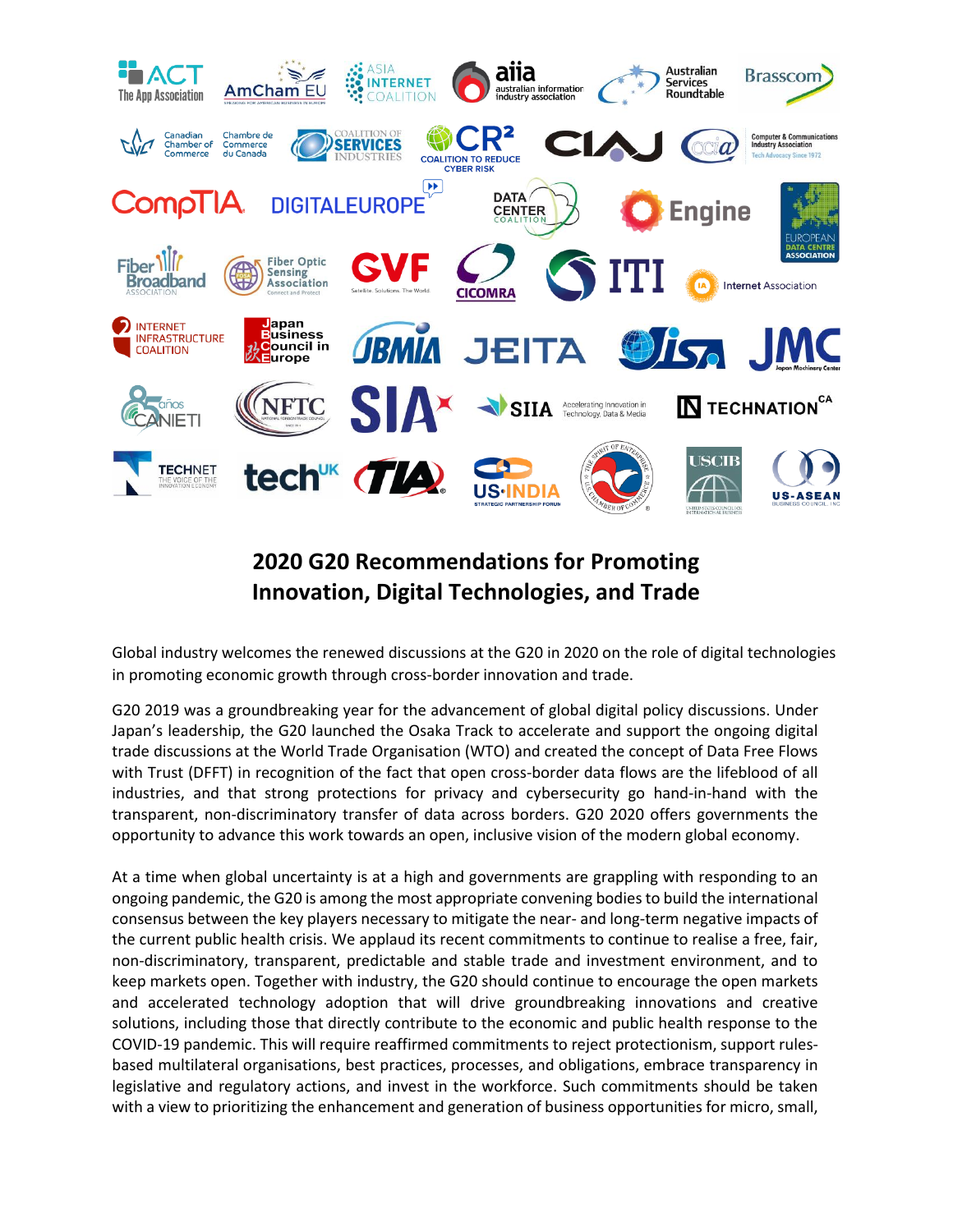# 2020 G20 Recommendations for Promoting Innovation, Digital Technologies, and Trade

Global industry welcomes the renewed discussions at the G20 in 2020 on the role of digital technologies in promoting economic growth through cross-border innovation and trade.

G20 2019 was a groundbreaking year for the advancement of global digital policy discussions. Under Japan's leadership, the G20 launched the Osaka Track to accelerate and support the ongoing digital trade discussions at the World Trade Organisation (WTO) and created the concept of Data Free Flows with Trust (DFFT) in recognition of the fact that open cross-border data flows are the lifeblood of all industries, and that strong protections for privacy and cybersecurity go hand-in-hand with the transparent, non-discriminatory transfer of data across borders. G20 2020 offers governments the opportunity to advance this work towards an open, inclusive vision of the modern global economy.

At a time when global uncertainty is at a high and governments are grappling with responding to an ongoing pandemic, the G20 is among the most appropriate convening bodies to build the international consensus between the key players necessary to mitigate the near- and long-term negative impacts of the current public health crisis. We applaud its recent commitments to continue to realise a free, fair, non-discriminatory, transparent, predictable and stable trade and investment environment, and to keep markets open. Together with industry, the G20 should continue to encourage the open markets and accelerated technology adoption that will drive groundbreaking innovations and creative solutions, including those that directly contribute to the economic and public health response to the COVID-19 pandemic. This will require reaffirmed commitments to reject protectionism, support rules-based multilateral organisations, best practices, processes, and obligations, embrace transparency in legislative and regulatory actions, and invest in the workforce. Such commitments should be taken with a view to prioritizing the enhancement and generation of business opportunities for micro, small,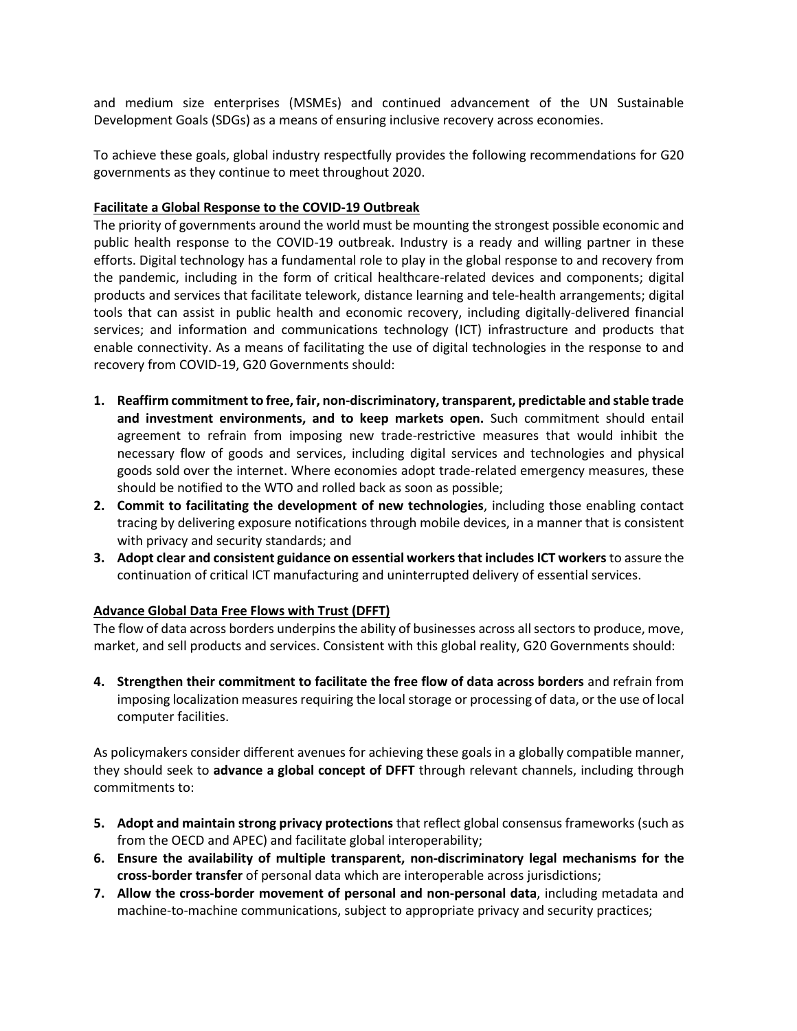and medium size enterprises (MSMEs) and continued advancement of the UN Sustainable Development Goals (SDGs) as a means of ensuring inclusive recovery across economies.

To achieve these goals, global industry respectfully provides the following recommendations for G20 governments as they continue to meet throughout 2020.

## Facilitate a Global Response to the COVID-19 Outbreak

The priority of governments around the world must be mounting the strongest possible economic and public health response to the COVID-19 outbreak. Industry is a ready and willing partner in these efforts. Digital technology has a fundamental role to play in the global response to and recovery from the pandemic, including in the form of critical healthcare-related devices and components; digital products and services that facilitate telework, distance learning and tele-health arrangements; digital tools that can assist in public health and economic recovery, including digitally-delivered financial services; and information and communications technology (ICT) infrastructure and products that enable connectivity. As a means of facilitating the use of digital technologies in the response to and recovery from COVID-19, G20 Governments should:

1. **Reaffirm commitment to free, fair, non-discriminatory, transparent, predictable and stable trade and investment environments, and to keep markets open.** Such commitment should entail agreement to refrain from imposing new trade-restrictive measures that would inhibit the necessary flow of goods and services, including digital services and technologies and physical goods sold over the internet. Where economies adopt trade-related emergency measures, these should be notified to the WTO and rolled back as soon as possible;
2. **Commit to facilitating the development of new technologies**, including those enabling contact tracing by delivering exposure notifications through mobile devices, in a manner that is consistent with privacy and security standards; and
3. **Adopt clear and consistent guidance on essential workers that includes ICT workers** to assure the continuation of critical ICT manufacturing and uninterrupted delivery of essential services.

## Advance Global Data Free Flows with Trust (DFFT)

The flow of data across borders underpins the ability of businesses across all sectors to produce, move, market, and sell products and services. Consistent with this global reality, G20 Governments should:

4. **Strengthen their commitment to facilitate the free flow of data across borders** and refrain from imposing localization measures requiring the local storage or processing of data, or the use of local computer facilities.

As policymakers consider different avenues for achieving these goals in a globally compatible manner, they should seek to **advance a global concept of DFFT** through relevant channels, including through commitments to:

5. **Adopt and maintain strong privacy protections** that reflect global consensus frameworks (such as from the OECD and APEC) and facilitate global interoperability;
6. **Ensure the availability of multiple transparent, non-discriminatory legal mechanisms for the cross-border transfer** of personal data which are interoperable across jurisdictions;
7. **Allow the cross-border movement of personal and non-personal data**, including metadata and machine-to-machine communications, subject to appropriate privacy and security practices;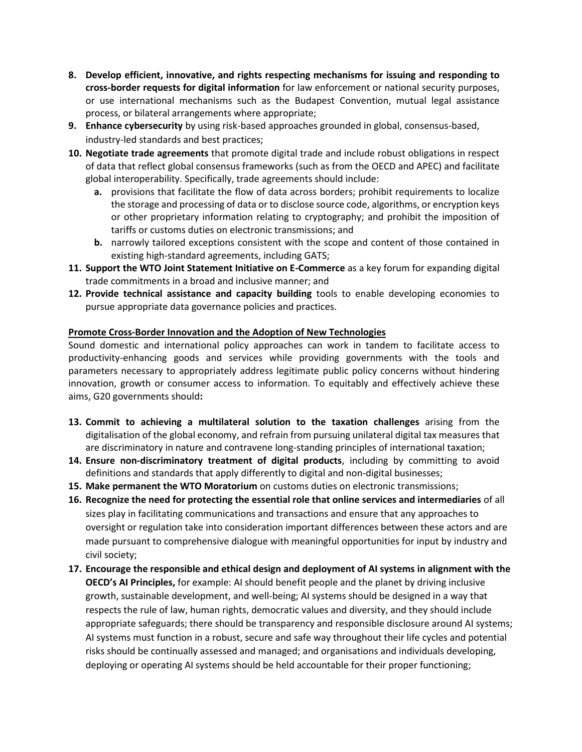8. **Develop efficient, innovative, and rights respecting mechanisms for issuing and responding to cross-border requests for digital information** for law enforcement or national security purposes, or use international mechanisms such as the Budapest Convention, mutual legal assistance process, or bilateral arrangements where appropriate;
9. **Enhance cybersecurity** by using risk-based approaches grounded in global, consensus-based, industry-led standards and best practices;
10. **Negotiate trade agreements** that promote digital trade and include robust obligations in respect of data that reflect global consensus frameworks (such as from the OECD and APEC) and facilitate global interoperability. Specifically, trade agreements should include:
    a. provisions that facilitate the flow of data across borders; prohibit requirements to localize the storage and processing of data or to disclose source code, algorithms, or encryption keys or other proprietary information relating to cryptography; and prohibit the imposition of tariffs or customs duties on electronic transmissions; and
    b. narrowly tailored exceptions consistent with the scope and content of those contained in existing high-standard agreements, including GATS;
11. **Support the WTO Joint Statement Initiative on E-Commerce** as a key forum for expanding digital trade commitments in a broad and inclusive manner; and
12. **Provide technical assistance and capacity building** tools to enable developing economies to pursue appropriate data governance policies and practices.

**Promote Cross-Border Innovation and the Adoption of New Technologies**

Sound domestic and international policy approaches can work in tandem to facilitate access to productivity-enhancing goods and services while providing governments with the tools and parameters necessary to appropriately address legitimate public policy concerns without hindering innovation, growth or consumer access to information. To equitably and effectively achieve these aims, G20 governments should**:**

13. **Commit to achieving a multilateral solution to the taxation challenges** arising from the digitalisation of the global economy, and refrain from pursuing unilateral digital tax measures that are discriminatory in nature and contravene long-standing principles of international taxation;
14. **Ensure non-discriminatory treatment of digital products**, including by committing to avoid definitions and standards that apply differently to digital and non-digital businesses;
15. **Make permanent the WTO Moratorium** on customs duties on electronic transmissions;
16. **Recognize the need for protecting the essential role that online services and intermediaries** of all sizes play in facilitating communications and transactions and ensure that any approaches to oversight or regulation take into consideration important differences between these actors and are made pursuant to comprehensive dialogue with meaningful opportunities for input by industry and civil society;
17. **Encourage the responsible and ethical design and deployment of AI systems in alignment with the OECD's AI Principles,** for example: AI should benefit people and the planet by driving inclusive growth, sustainable development, and well-being; AI systems should be designed in a way that respects the rule of law, human rights, democratic values and diversity, and they should include appropriate safeguards; there should be transparency and responsible disclosure around AI systems; AI systems must function in a robust, secure and safe way throughout their life cycles and potential risks should be continually assessed and managed; and organisations and individuals developing, deploying or operating AI systems should be held accountable for their proper functioning;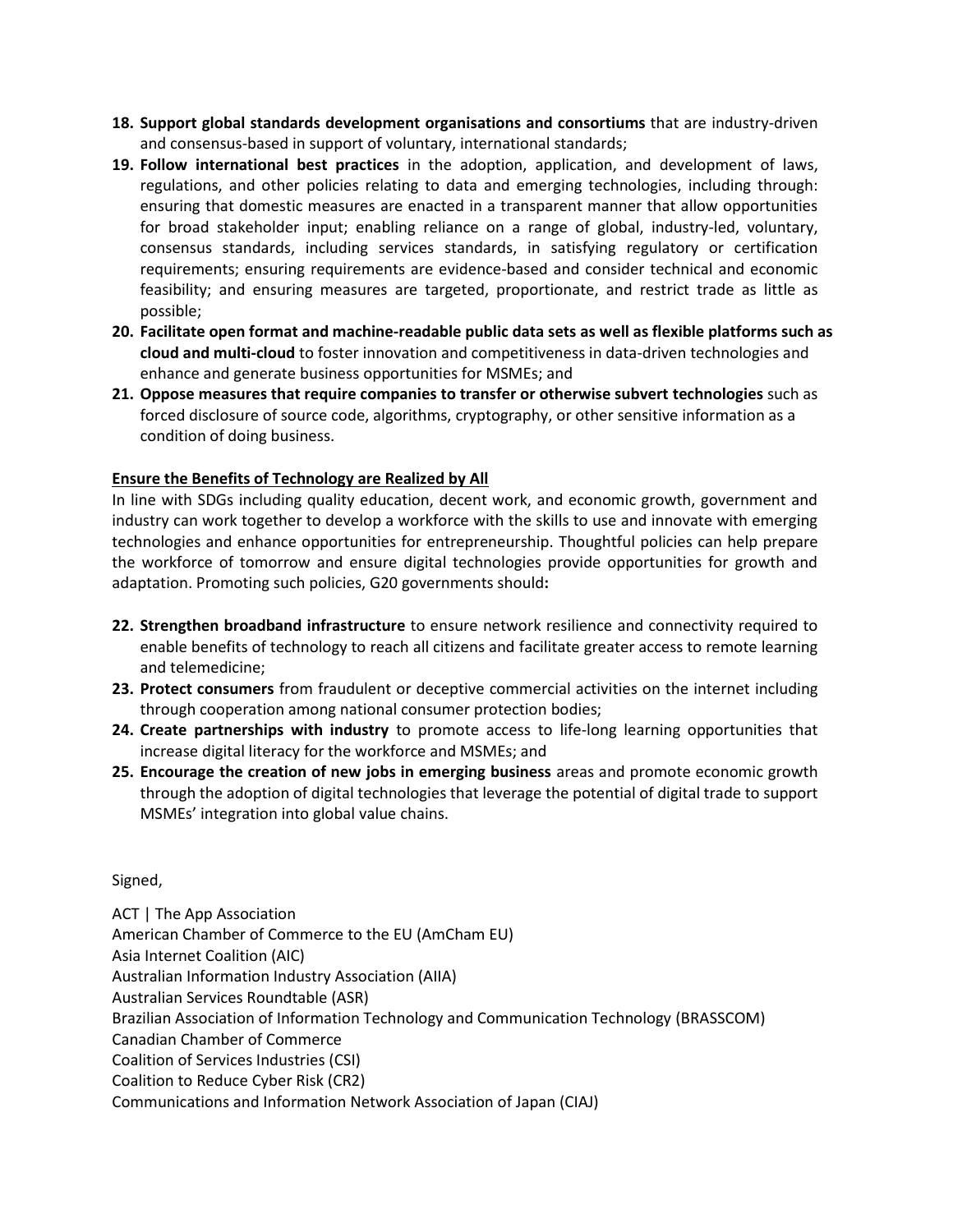18. **Support global standards development organisations and consortiums** that are industry-driven and consensus-based in support of voluntary, international standards;
19. **Follow international best practices** in the adoption, application, and development of laws, regulations, and other policies relating to data and emerging technologies, including through: ensuring that domestic measures are enacted in a transparent manner that allow opportunities for broad stakeholder input; enabling reliance on a range of global, industry-led, voluntary, consensus standards, including services standards, in satisfying regulatory or certification requirements; ensuring requirements are evidence-based and consider technical and economic feasibility; and ensuring measures are targeted, proportionate, and restrict trade as little as possible;
20. **Facilitate open format and machine-readable public data sets as well as flexible platforms such as cloud and multi-cloud** to foster innovation and competitiveness in data-driven technologies and enhance and generate business opportunities for MSMEs; and
21. **Oppose measures that require companies to transfer or otherwise subvert technologies** such as forced disclosure of source code, algorithms, cryptography, or other sensitive information as a condition of doing business.

## Ensure the Benefits of Technology are Realized by All

In line with SDGs including quality education, decent work, and economic growth, government and industry can work together to develop a workforce with the skills to use and innovate with emerging technologies and enhance opportunities for entrepreneurship. Thoughtful policies can help prepare the workforce of tomorrow and ensure digital technologies provide opportunities for growth and adaptation. Promoting such policies, G20 governments should**:**

22. **Strengthen broadband infrastructure** to ensure network resilience and connectivity required to enable benefits of technology to reach all citizens and facilitate greater access to remote learning and telemedicine;
23. **Protect consumers** from fraudulent or deceptive commercial activities on the internet including through cooperation among national consumer protection bodies;
24. **Create partnerships with industry** to promote access to life-long learning opportunities that increase digital literacy for the workforce and MSMEs; and
25. **Encourage the creation of new jobs in emerging business** areas and promote economic growth through the adoption of digital technologies that leverage the potential of digital trade to support MSMEs' integration into global value chains.

Signed,

ACT | The App Association
American Chamber of Commerce to the EU (AmCham EU)
Asia Internet Coalition (AIC)
Australian Information Industry Association (AIIA)
Australian Services Roundtable (ASR)
Brazilian Association of Information Technology and Communication Technology (BRASSCOM)
Canadian Chamber of Commerce
Coalition of Services Industries (CSI)
Coalition to Reduce Cyber Risk (CR2)
Communications and Information Network Association of Japan (CIAJ)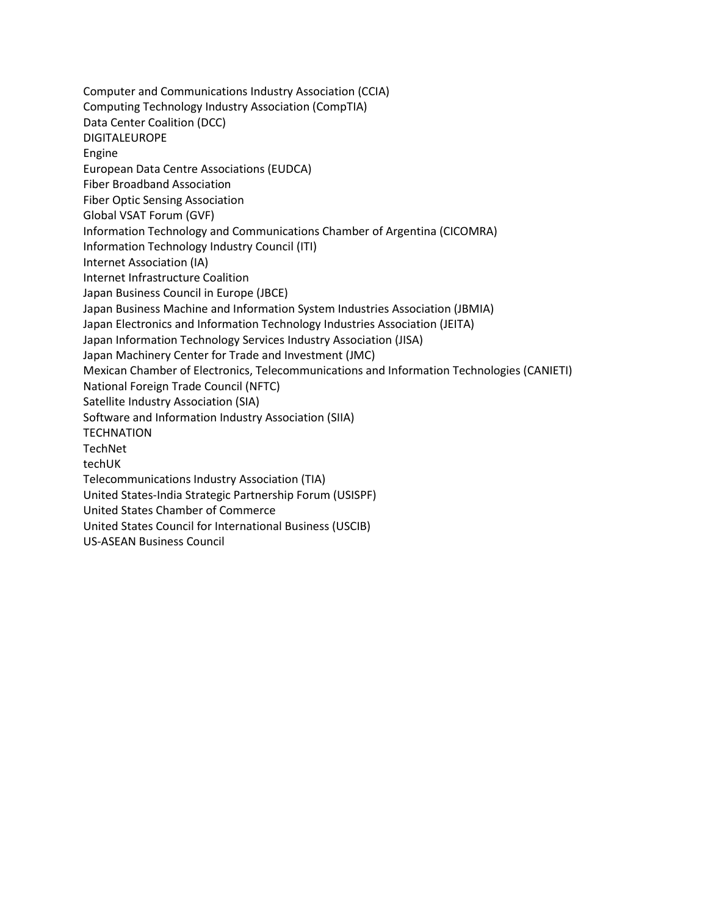Computer and Communications Industry Association (CCIA)
Computing Technology Industry Association (CompTIA)
Data Center Coalition (DCC)
DIGITALEUROPE
Engine
European Data Centre Associations (EUDCA)
Fiber Broadband Association
Fiber Optic Sensing Association
Global VSAT Forum (GVF)
Information Technology and Communications Chamber of Argentina (CICOMRA)
Information Technology Industry Council (ITI)
Internet Association (IA)
Internet Infrastructure Coalition
Japan Business Council in Europe (JBCE)
Japan Business Machine and Information System Industries Association (JBMIA)
Japan Electronics and Information Technology Industries Association (JEITA)
Japan Information Technology Services Industry Association (JISA)
Japan Machinery Center for Trade and Investment (JMC)
Mexican Chamber of Electronics, Telecommunications and Information Technologies (CANIETI)
National Foreign Trade Council (NFTC)
Satellite Industry Association (SIA)
Software and Information Industry Association (SIIA)
TECHNATION
TechNet
techUK
Telecommunications Industry Association (TIA)
United States-India Strategic Partnership Forum (USISPF)
United States Chamber of Commerce
United States Council for International Business (USCIB)
US-ASEAN Business Council